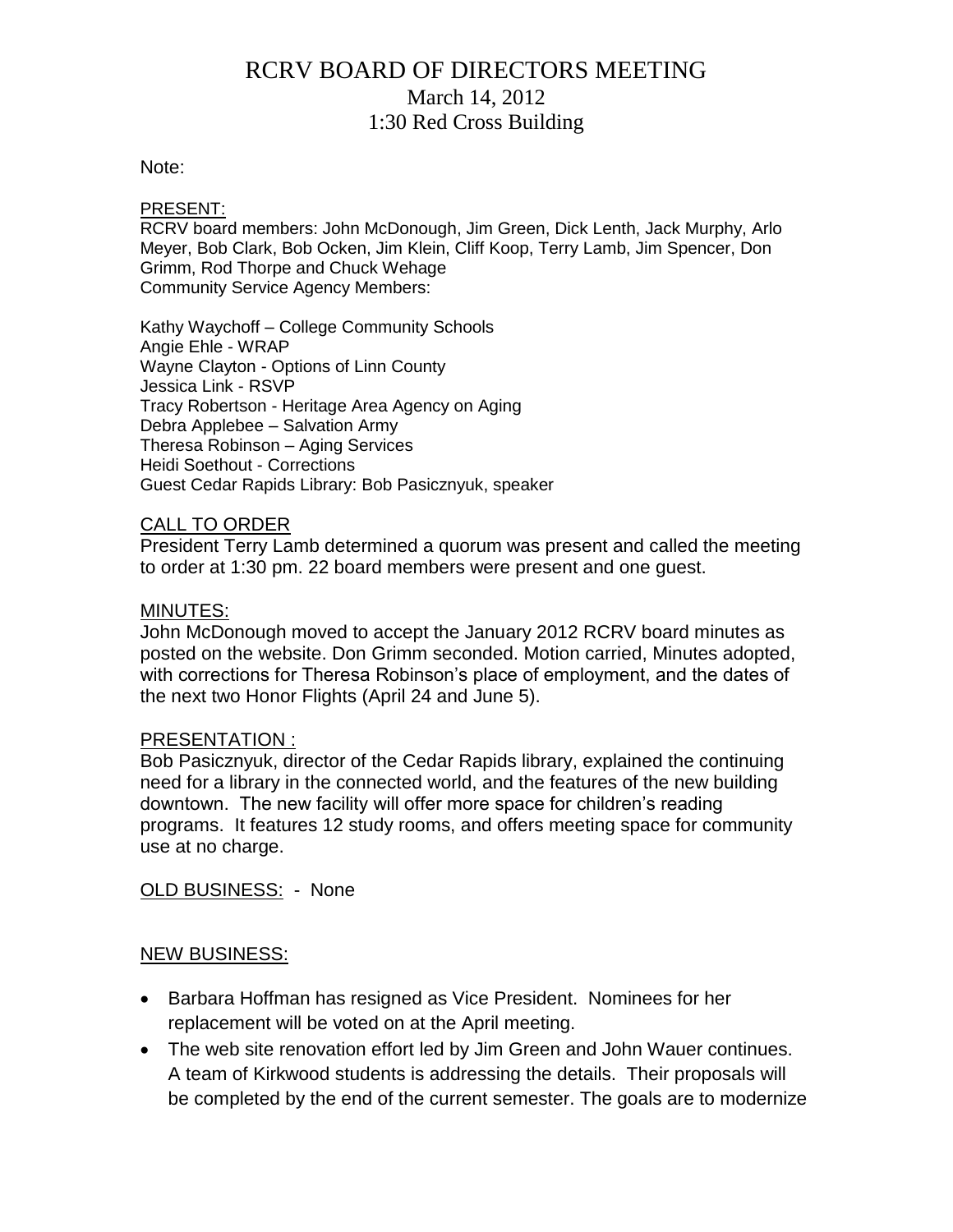// RCRV BOARD OF DIRECTORS MEETING

March 14, 2012

1:30 Red Cross Building

Note:

PRESENT:

RCRV board members: John McDonough, Jim Green, Dick Lenth, Jack Murphy, Arlo Meyer, Bob Clark, Bob Ocken, Jim Klein, Cliff Koop, Terry Lamb, Jim Spencer, Don Grimm, Rod Thorpe and Chuck Wehage

Community Service Agency Members:

Kathy Waychoff – College Community Schools
Angie Ehle - WRAP
Wayne Clayton - Options of Linn County
Jessica Link - RSVP
Tracy Robertson - Heritage Area Agency on Aging
Debra Applebee – Salvation Army
Theresa Robinson – Aging Services
Heidi Soethout - Corrections
Guest Cedar Rapids Library: Bob Pasicznyuk, speaker

CALL TO ORDER

President Terry Lamb determined a quorum was present and called the meeting to order at 1:30 pm. 22 board members were present and one guest.

MINUTES:

John McDonough moved to accept the January 2012 RCRV board minutes as posted on the website. Don Grimm seconded. Motion carried, Minutes adopted, with corrections for Theresa Robinson's place of employment, and the dates of the next two Honor Flights (April 24 and June 5).

PRESENTATION :

Bob Pasicznyuk, director of the Cedar Rapids library, explained the continuing need for a library in the connected world, and the features of the new building downtown. The new facility will offer more space for children's reading programs. It features 12 study rooms, and offers meeting space for community use at no charge.

OLD BUSINESS: - None

NEW BUSINESS:

- Barbara Hoffman has resigned as Vice President. Nominees for her replacement will be voted on at the April meeting.
- The web site renovation effort led by Jim Green and John Wauer continues. A team of Kirkwood students is addressing the details. Their proposals will be completed by the end of the current semester. The goals are to modernize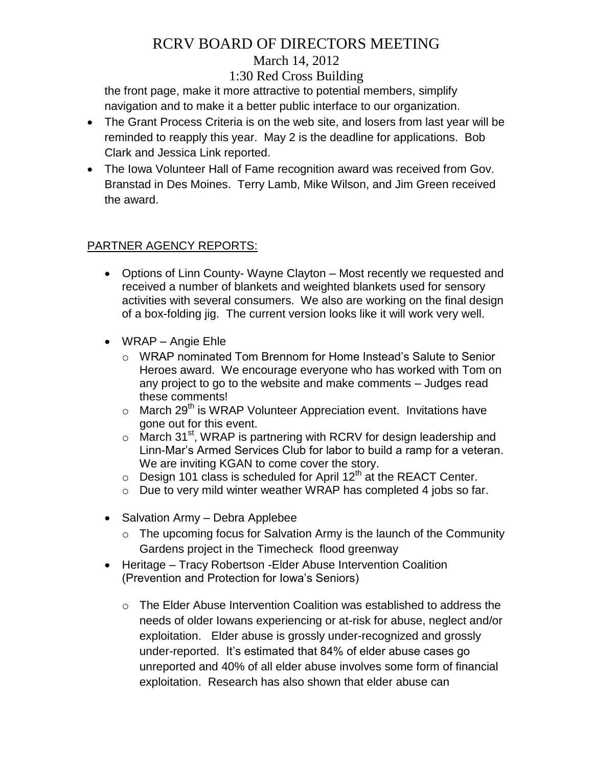the front page, make it more attractive to potential members, simplify navigation and to make it a better public interface to our organization.

- The Grant Process Criteria is on the web site, and losers from last year will be reminded to reapply this year. May 2 is the deadline for applications. Bob Clark and Jessica Link reported.
- The Iowa Volunteer Hall of Fame recognition award was received from Gov. Branstad in Des Moines. Terry Lamb, Mike Wilson, and Jim Green received the award.

PARTNER AGENCY REPORTS:

- Options of Linn County- Wayne Clayton – Most recently we requested and received a number of blankets and weighted blankets used for sensory activities with several consumers. We also are working on the final design of a box-folding jig. The current version looks like it will work very well.
- WRAP – Angie Ehle
  - WRAP nominated Tom Brennom for Home Instead's Salute to Senior Heroes award. We encourage everyone who has worked with Tom on any project to go to the website and make comments – Judges read these comments!
  - March 29th is WRAP Volunteer Appreciation event. Invitations have gone out for this event.
  - March 31st, WRAP is partnering with RCRV for design leadership and Linn-Mar's Armed Services Club for labor to build a ramp for a veteran. We are inviting KGAN to come cover the story.
  - Design 101 class is scheduled for April 12th at the REACT Center.
  - Due to very mild winter weather WRAP has completed 4 jobs so far.
- Salvation Army – Debra Applebee
  - The upcoming focus for Salvation Army is the launch of the Community Gardens project in the Timecheck flood greenway
- Heritage – Tracy Robertson -Elder Abuse Intervention Coalition (Prevention and Protection for Iowa's Seniors)
  - The Elder Abuse Intervention Coalition was established to address the needs of older Iowans experiencing or at-risk for abuse, neglect and/or exploitation. Elder abuse is grossly under-recognized and grossly under-reported. It's estimated that 84% of elder abuse cases go unreported and 40% of all elder abuse involves some form of financial exploitation. Research has also shown that elder abuse can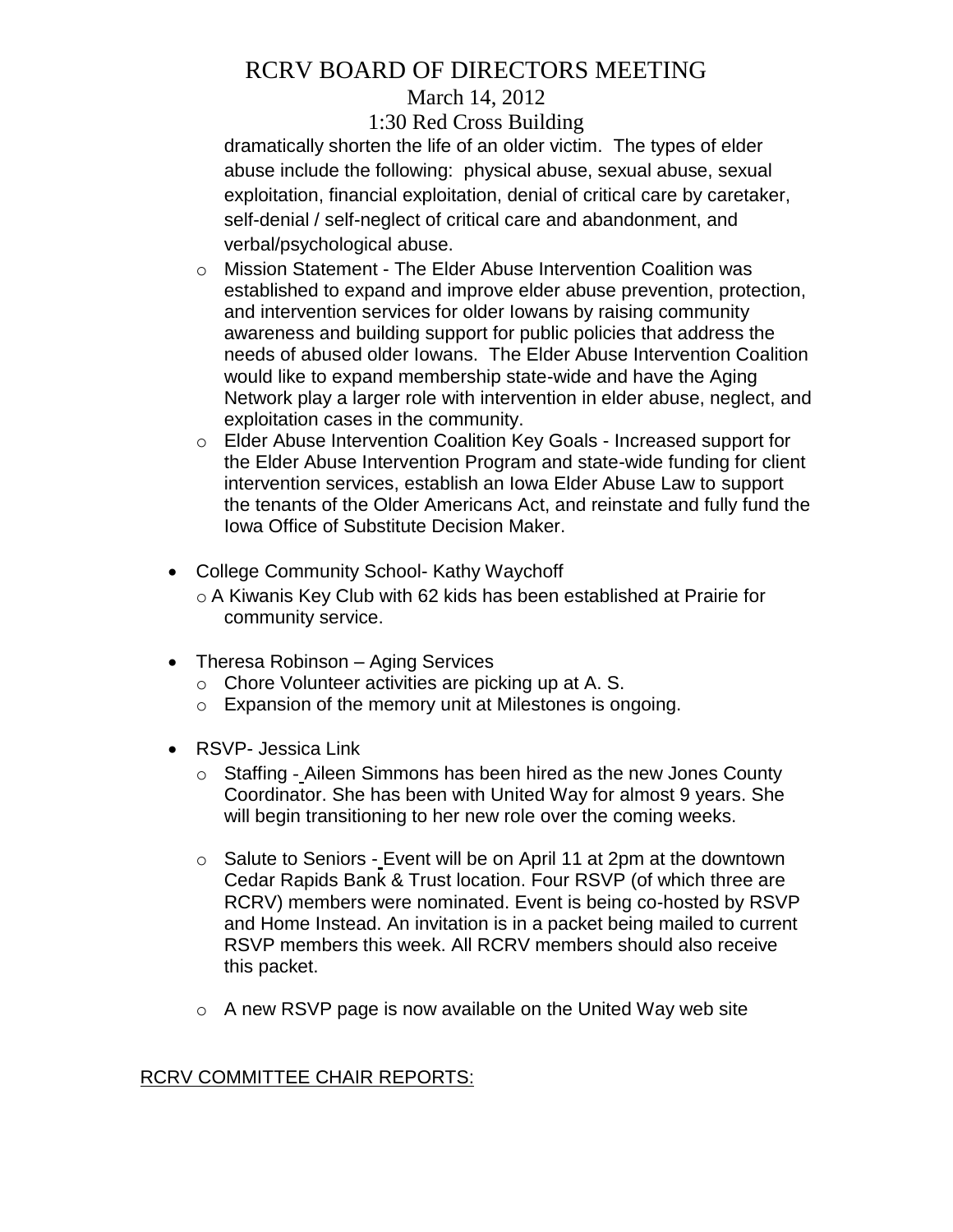dramatically shorten the life of an older victim. The types of elder abuse include the following: physical abuse, sexual abuse, sexual exploitation, financial exploitation, denial of critical care by caretaker, self-denial / self-neglect of critical care and abandonment, and verbal/psychological abuse.

- Mission Statement - The Elder Abuse Intervention Coalition was established to expand and improve elder abuse prevention, protection, and intervention services for older Iowans by raising community awareness and building support for public policies that address the needs of abused older Iowans. The Elder Abuse Intervention Coalition would like to expand membership state-wide and have the Aging Network play a larger role with intervention in elder abuse, neglect, and exploitation cases in the community.
- Elder Abuse Intervention Coalition Key Goals - Increased support for the Elder Abuse Intervention Program and state-wide funding for client intervention services, establish an Iowa Elder Abuse Law to support the tenants of the Older Americans Act, and reinstate and fully fund the Iowa Office of Substitute Decision Maker.

- College Community School- Kathy Waychoff
  - A Kiwanis Key Club with 62 kids has been established at Prairie for community service.

- Theresa Robinson – Aging Services
  - Chore Volunteer activities are picking up at A. S.
  - Expansion of the memory unit at Milestones is ongoing.

- RSVP- Jessica Link
  - Staffing - Aileen Simmons has been hired as the new Jones County Coordinator. She has been with United Way for almost 9 years. She will begin transitioning to her new role over the coming weeks.
  - Salute to Seniors - Event will be on April 11 at 2pm at the downtown Cedar Rapids Bank & Trust location. Four RSVP (of which three are RCRV) members were nominated. Event is being co-hosted by RSVP and Home Instead. An invitation is in a packet being mailed to current RSVP members this week. All RCRV members should also receive this packet.
  - A new RSVP page is now available on the United Way web site

RCRV COMMITTEE CHAIR REPORTS: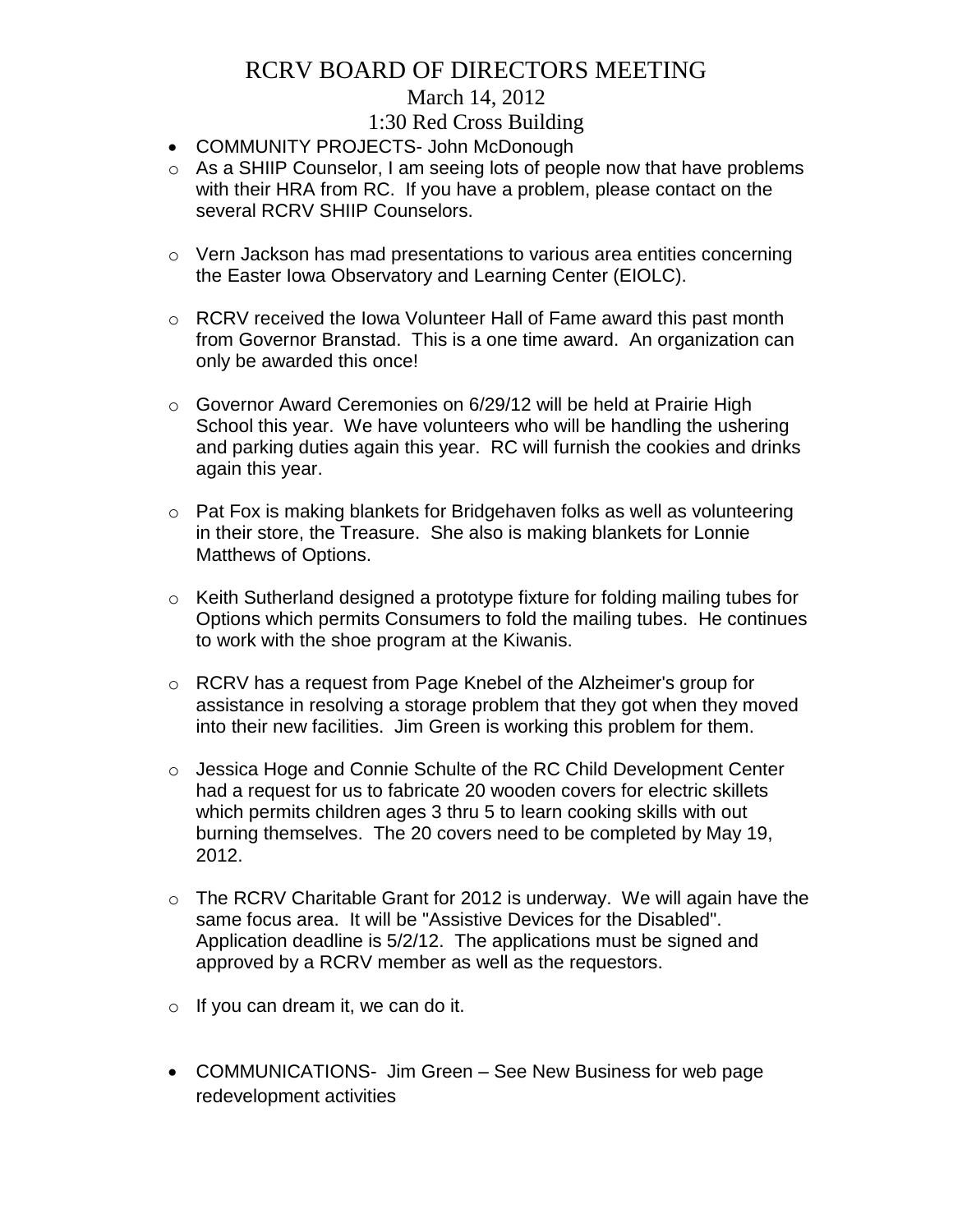# RCRV BOARD OF DIRECTORS MEETING

March 14, 2012

1:30 Red Cross Building

- COMMUNITY PROJECTS- John McDonough
  - As a SHIIP Counselor, I am seeing lots of people now that have problems with their HRA from RC. If you have a problem, please contact on the several RCRV SHIIP Counselors.
  - Vern Jackson has mad presentations to various area entities concerning the Easter Iowa Observatory and Learning Center (EIOLC).
  - RCRV received the Iowa Volunteer Hall of Fame award this past month from Governor Branstad. This is a one time award. An organization can only be awarded this once!
  - Governor Award Ceremonies on 6/29/12 will be held at Prairie High School this year. We have volunteers who will be handling the ushering and parking duties again this year. RC will furnish the cookies and drinks again this year.
  - Pat Fox is making blankets for Bridgehaven folks as well as volunteering in their store, the Treasure. She also is making blankets for Lonnie Matthews of Options.
  - Keith Sutherland designed a prototype fixture for folding mailing tubes for Options which permits Consumers to fold the mailing tubes. He continues to work with the shoe program at the Kiwanis.
  - RCRV has a request from Page Knebel of the Alzheimer's group for assistance in resolving a storage problem that they got when they moved into their new facilities. Jim Green is working this problem for them.
  - Jessica Hoge and Connie Schulte of the RC Child Development Center had a request for us to fabricate 20 wooden covers for electric skillets which permits children ages 3 thru 5 to learn cooking skills with out burning themselves. The 20 covers need to be completed by May 19, 2012.
  - The RCRV Charitable Grant for 2012 is underway. We will again have the same focus area. It will be "Assistive Devices for the Disabled". Application deadline is 5/2/12. The applications must be signed and approved by a RCRV member as well as the requestors.
  - If you can dream it, we can do it.
- COMMUNICATIONS- Jim Green – See New Business for web page redevelopment activities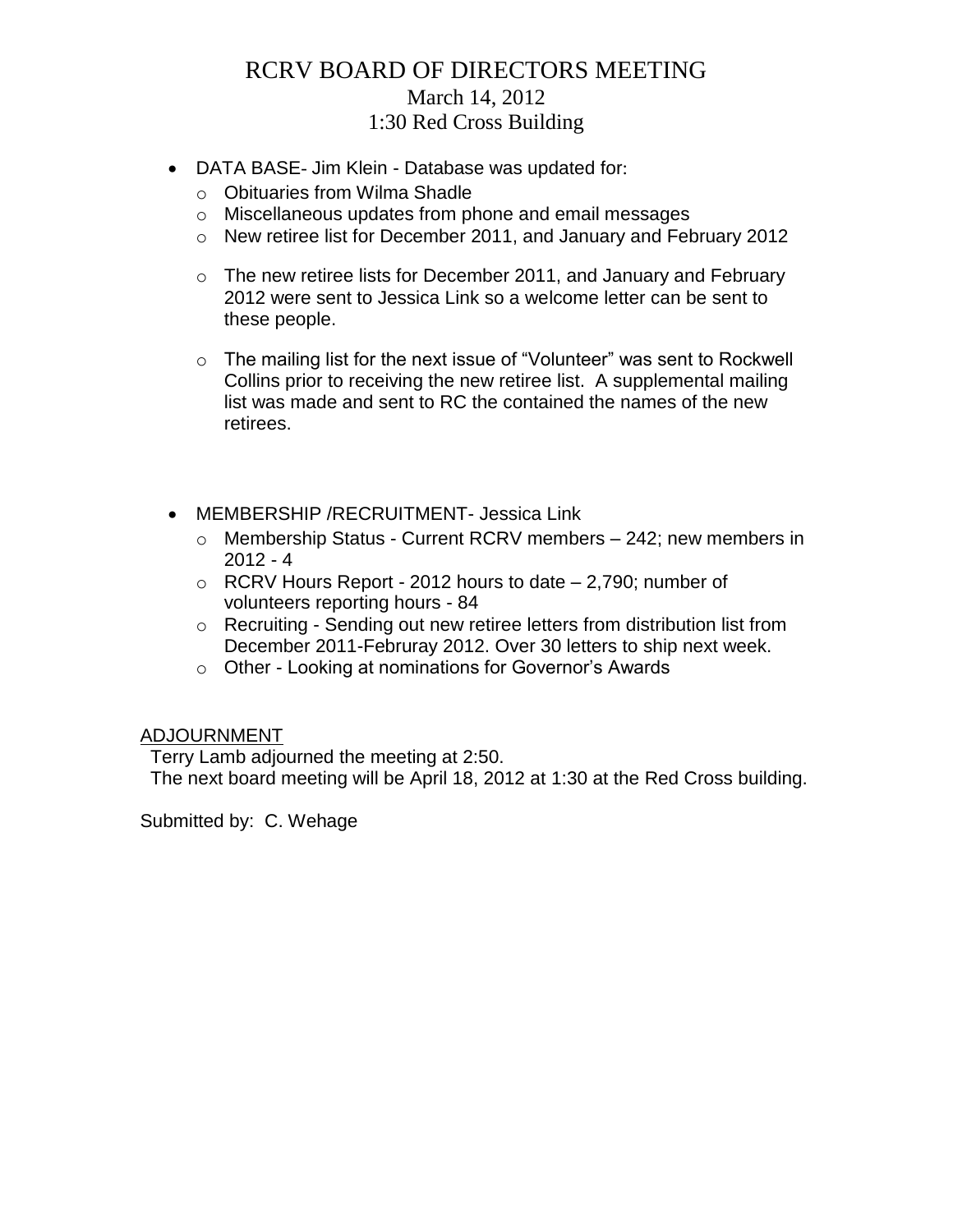# RCRV BOARD OF DIRECTORS MEETING

March 14, 2012

1:30 Red Cross Building

- DATA BASE- Jim Klein - Database was updated for:
  - Obituaries from Wilma Shadle
  - Miscellaneous updates from phone and email messages
  - New retiree list for December 2011, and January and February 2012
  - The new retiree lists for December 2011, and January and February 2012 were sent to Jessica Link so a welcome letter can be sent to these people.
  - The mailing list for the next issue of "Volunteer" was sent to Rockwell Collins prior to receiving the new retiree list. A supplemental mailing list was made and sent to RC the contained the names of the new retirees.

- MEMBERSHIP /RECRUITMENT- Jessica Link
  - Membership Status - Current RCRV members – 242; new members in 2012 - 4
  - RCRV Hours Report - 2012 hours to date – 2,790; number of volunteers reporting hours - 84
  - Recruiting - Sending out new retiree letters from distribution list from December 2011-Februray 2012. Over 30 letters to ship next week.
  - Other - Looking at nominations for Governor's Awards

ADJOURNMENT

Terry Lamb adjourned the meeting at 2:50.

The next board meeting will be April 18, 2012 at 1:30 at the Red Cross building.

Submitted by: C. Wehage